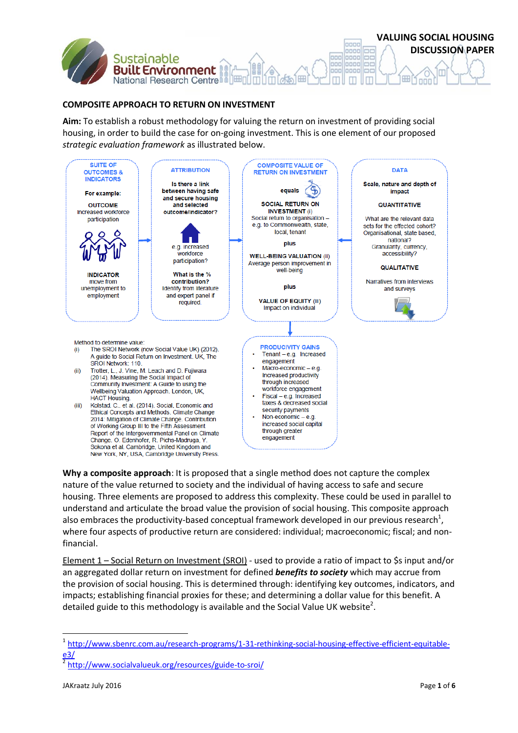## COMPOSITE APPROACH TO RETURN ON INVESTMENT

**Aim:** To establish a robust methodology for valuing the return on investment of providing social housing, in order to build the case for on-going investment. This is one element of our proposed *strategic evaluation framework* as illustrated below.

**SUITE OF OUTCOMES & INDICATORS**

**For example:**

OUTCOME
Increased workforce participation

INDICATOR
move from unemployment to employment

**ATTRIBUTION**

**Is there a link between having safe and secure housing and selected outcome/indicator?**

e.g. increased workforce participation?

**What is the % contribution?**
Identify from literature and expert panel if required.

**COMPOSITE VALUE OF RETURN ON INVESTMENT**

**equals**

**SOCIAL RETURN ON INVESTMENT** (i)
Social return to organisation – e.g. to Commonwealth, state, local, tenant

**plus**

**WELL-BEING VALUATION** (ii)
Average person improvement in well-being

**plus**

**VALUE OF EQUITY** (iii)
Impact on individual

**DATA**

**Scale, nature and depth of impact**

**QUANTITATIVE**

What are the relevant data sets for the effected cohort? Organisational, state based, national? Granularity, currency, accessibility?

**QUALITATIVE**

Narratives from interviews and surveys

**PRODUCIVITY GAINS**

- Tenant – e.g. Increased engagement
- Macro-economic – e.g. Increased productivity through increased workforce engagement
- Fiscal – e.g. Increased taxes & decreased social security payments
- Non-economic – e.g. increased social capital through greater engagement

Method to determine value:

(i) The SROI Network (now Social Value UK) (2012). A guide to Social Return on Investment. UK, The SROI Network: 110.

(ii) Trotter, L., J. Vine, M. Leach and D. Fujiwara (2014). Measuring the Social Impact of Community Investment: A Guide to using the Wellbeing Valuation Approach. London, UK, HACT Housing.

(iii) Kolstad, C., et al. (2014). Social, Economic and Ethical Concepts and Methods. Climate Change 2014: Mitigation of Climate Change. Contribution of Working Group III to the Fifth Assessment Report of the Intergovernmental Panel on Climate Change. O. Edenhofer, R. Pichs-Madruga, Y. Sokona et al. Cambridge, United Kingdom and New York, NY, USA, Cambridge University Press.

**Why a composite approach**: It is proposed that a single method does not capture the complex nature of the value returned to society and the individual of having access to safe and secure housing. Three elements are proposed to address this complexity. These could be used in parallel to understand and articulate the broad value the provision of social housing. This composite approach also embraces the productivity-based conceptual framework developed in our previous research[1], where four aspects of productive return are considered: individual; macroeconomic; fiscal; and non-financial.

Element 1 – Social Return on Investment (SROI) - used to provide a ratio of impact to $s input and/or an aggregated dollar return on investment for defined ***benefits to society*** which may accrue from the provision of social housing. This is determined through: identifying key outcomes, indicators, and impacts; establishing financial proxies for these; and determining a dollar value for this benefit. A detailed guide to this methodology is available and the Social Value UK website[2].

---

[1] http://www.sbenrc.com.au/research-programs/1-31-rethinking-social-housing-effective-efficient-equitable-e3/

[2] http://www.socialvalueuk.org/resources/guide-to-sroi/

JAKraatz July 2016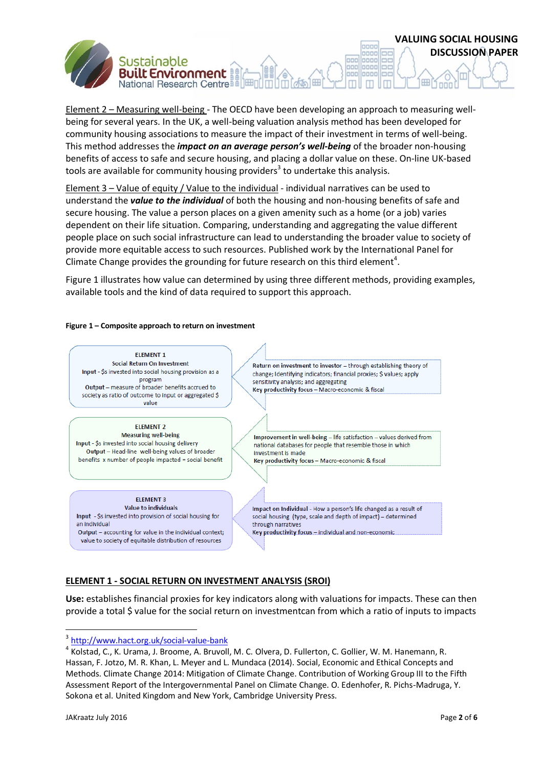Element 2 – Measuring well-being - The OECD have been developing an approach to measuring well-being for several years. In the UK, a well-being valuation analysis method has been developed for community housing associations to measure the impact of their investment in terms of well-being. This method addresses the ***impact on an average person's well-being*** of the broader non-housing benefits of access to safe and secure housing, and placing a dollar value on these. On-line UK-based tools are available for community housing providers[3] to undertake this analysis.

Element 3 – Value of equity / Value to the individual - individual narratives can be used to understand the ***value to the individual*** of both the housing and non-housing benefits of safe and secure housing. The value a person places on a given amenity such as a home (or a job) varies dependent on their life situation. Comparing, understanding and aggregating the value different people place on such social infrastructure can lead to understanding the broader value to society of provide more equitable access to such resources. Published work by the International Panel for Climate Change provides the grounding for future research on this third element[4].

Figure 1 illustrates how value can determined by using three different methods, providing examples, available tools and the kind of data required to support this approach.

**Figure 1 – Composite approach to return on investment**

| Element | Description |
|---|---|
| **ELEMENT 1**<br>Social Return On Investment<br>**Input** - $s invested into social housing provision as a program<br>**Output** – measure of broader benefits accrued to society as ratio of outcome to input or aggregated $ value | **Return on investment to investor** – through establishing theory of change; Identifying indicators; financial proxies; $ values; apply sensitivity analysis; and aggregating<br>**Key productivity focus** – Macro-economic & fiscal |
| **ELEMENT 2**<br>Measuring well-being<br>**Input** - $s invested into social housing delivery<br>**Output** – Head-line well-being values of broader benefits x number of people impacted = social benefit | **Improvement in well-being** – life satisfaction – values derived from national databases for people that resemble those in which investment is made<br>**Key productivity focus** – Macro-economic & fiscal |
| **ELEMENT 3**<br>Value to individuals<br>**Input** - $s invested into provision of social housing for an individual<br>**Output** – accounting for value in the individual context; value to society of equitable distribution of resources | **Impact on Individual** - How a person's life changed as a result of social housing (type, scale and depth of impact) – determined through narratives<br>**Key productivity focus** – individual and non-economic |

## ELEMENT 1 - SOCIAL RETURN ON INVESTMENT ANALYSIS (SROI)

**Use:** establishes financial proxies for key indicators along with valuations for impacts. These can then provide a total $ value for the social return on investmentcan from which a ratio of inputs to impacts

---

[3] http://www.hact.org.uk/social-value-bank

[4] Kolstad, C., K. Urama, J. Broome, A. Bruvoll, M. C. Olvera, D. Fullerton, C. Gollier, W. M. Hanemann, R. Hassan, F. Jotzo, M. R. Khan, L. Meyer and L. Mundaca (2014). Social, Economic and Ethical Concepts and Methods. Climate Change 2014: Mitigation of Climate Change. Contribution of Working Group III to the Fifth Assessment Report of the Intergovernmental Panel on Climate Change. O. Edenhofer, R. Pichs-Madruga, Y. Sokona et al. United Kingdom and New York, Cambridge University Press.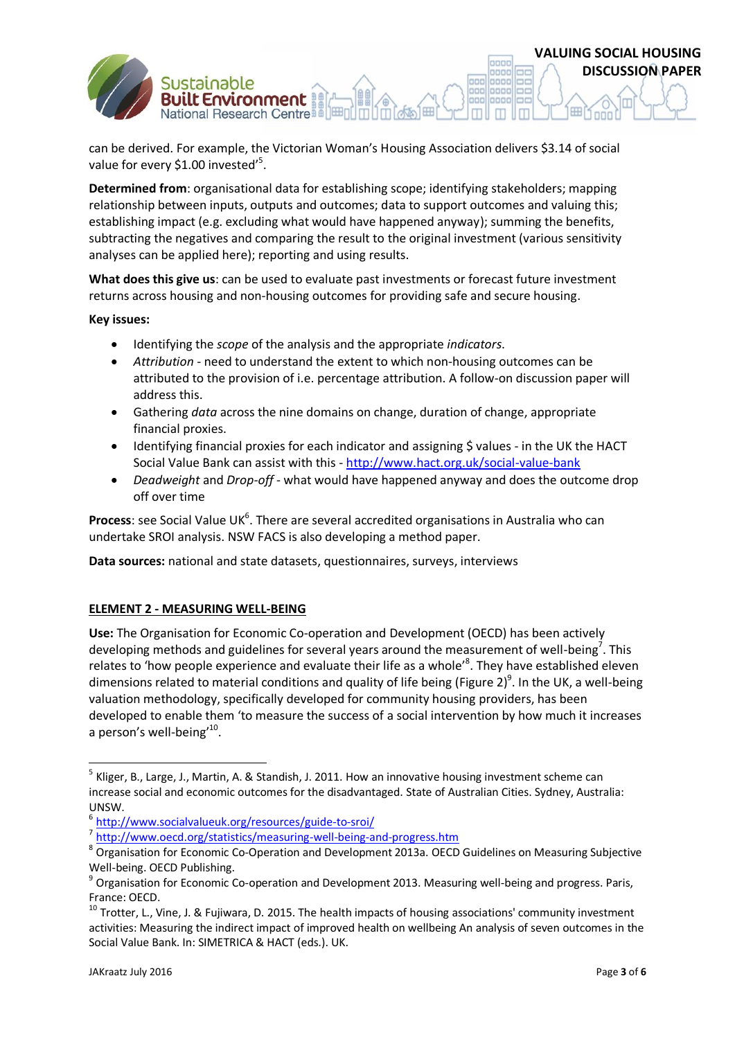can be derived. For example, the Victorian Woman's Housing Association delivers $3.14 of social value for every $1.00 invested'[5].

**Determined from**: organisational data for establishing scope; identifying stakeholders; mapping relationship between inputs, outputs and outcomes; data to support outcomes and valuing this; establishing impact (e.g. excluding what would have happened anyway); summing the benefits, subtracting the negatives and comparing the result to the original investment (various sensitivity analyses can be applied here); reporting and using results.

**What does this give us**: can be used to evaluate past investments or forecast future investment returns across housing and non-housing outcomes for providing safe and secure housing.

**Key issues:**

- Identifying the *scope* of the analysis and the appropriate *indicators*.
- *Attribution* - need to understand the extent to which non-housing outcomes can be attributed to the provision of i.e. percentage attribution. A follow-on discussion paper will address this.
- Gathering *data* across the nine domains on change, duration of change, appropriate financial proxies.
- Identifying financial proxies for each indicator and assigning $ values - in the UK the HACT Social Value Bank can assist with this - http://www.hact.org.uk/social-value-bank
- *Deadweight* and *Drop-off* - what would have happened anyway and does the outcome drop off over time

**Process**: see Social Value UK[6]. There are several accredited organisations in Australia who can undertake SROI analysis. NSW FACS is also developing a method paper.

**Data sources:** national and state datasets, questionnaires, surveys, interviews

## ELEMENT 2 - MEASURING WELL-BEING

**Use:** The Organisation for Economic Co-operation and Development (OECD) has been actively developing methods and guidelines for several years around the measurement of well-being[7]. This relates to 'how people experience and evaluate their life as a whole'[8]. They have established eleven dimensions related to material conditions and quality of life being (Figure 2)[9]. In the UK, a well-being valuation methodology, specifically developed for community housing providers, has been developed to enable them 'to measure the success of a social intervention by how much it increases a person's well-being'[10].

---

[5] Kliger, B., Large, J., Martin, A. & Standish, J. 2011. How an innovative housing investment scheme can increase social and economic outcomes for the disadvantaged. State of Australian Cities. Sydney, Australia: UNSW.

[6] http://www.socialvalueuk.org/resources/guide-to-sroi/

[7] http://www.oecd.org/statistics/measuring-well-being-and-progress.htm

[8] Organisation for Economic Co-Operation and Development 2013a. OECD Guidelines on Measuring Subjective Well-being. OECD Publishing.

[9] Organisation for Economic Co-operation and Development 2013. Measuring well-being and progress. Paris, France: OECD.

[10] Trotter, L., Vine, J. & Fujiwara, D. 2015. The health impacts of housing associations' community investment activities: Measuring the indirect impact of improved health on wellbeing An analysis of seven outcomes in the Social Value Bank. In: SIMETRICA & HACT (eds.). UK.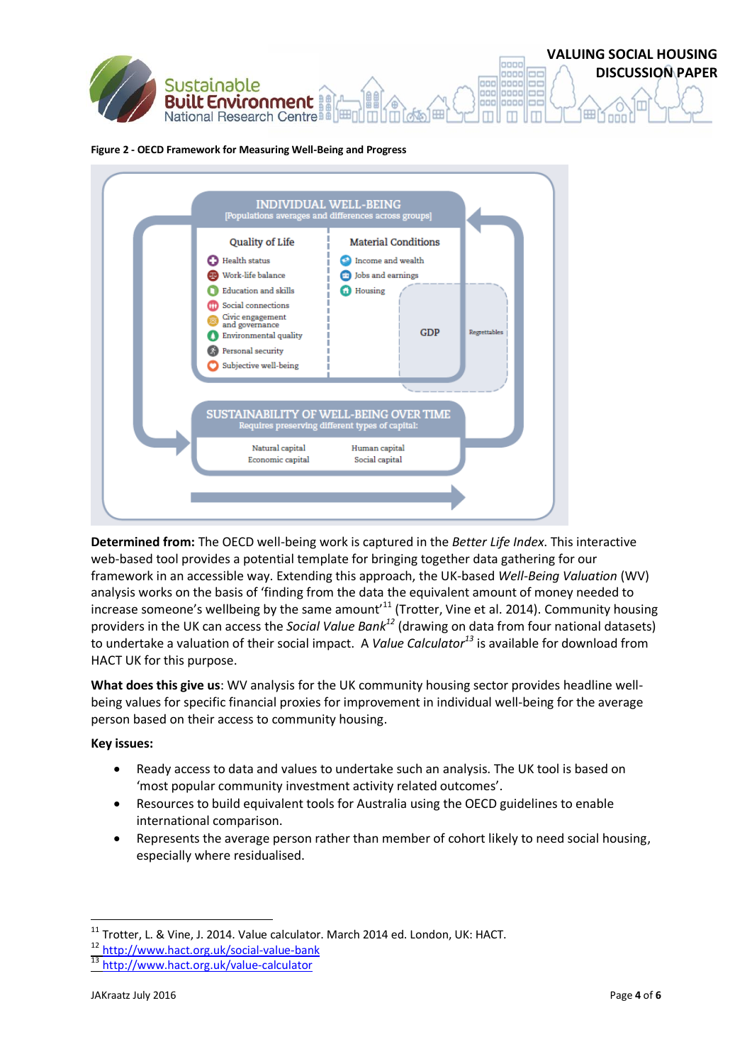**Figure 2 - OECD Framework for Measuring Well-Being and Progress**

INDIVIDUAL WELL-BEING
[Populations averages and differences across groups]

Quality of Life
- Health status
- Work-life balance
- Education and skills
- Social connections
- Civic engagement and governance
- Environmental quality
- Personal security
- Subjective well-being

Material Conditions
- Income and wealth
- Jobs and earnings
- Housing

GDP

Regrettables

SUSTAINABILITY OF WELL-BEING OVER TIME
Requires preserving different types of capital:

Natural capital
Economic capital
Human capital
Social capital

**Determined from:** The OECD well-being work is captured in the *Better Life Index*. This interactive web-based tool provides a potential template for bringing together data gathering for our framework in an accessible way. Extending this approach, the UK-based *Well-Being Valuation* (WV) analysis works on the basis of 'finding from the data the equivalent amount of money needed to increase someone's wellbeing by the same amount'[11] (Trotter, Vine et al. 2014). Community housing providers in the UK can access the *Social Value Bank*[12] (drawing on data from four national datasets) to undertake a valuation of their social impact. A *Value Calculator*[13] is available for download from HACT UK for this purpose.

**What does this give us**: WV analysis for the UK community housing sector provides headline well-being values for specific financial proxies for improvement in individual well-being for the average person based on their access to community housing.

**Key issues:**

- Ready access to data and values to undertake such an analysis. The UK tool is based on 'most popular community investment activity related outcomes'.
- Resources to build equivalent tools for Australia using the OECD guidelines to enable international comparison.
- Represents the average person rather than member of cohort likely to need social housing, especially where residualised.

---

[11] Trotter, L. & Vine, J. 2014. Value calculator. March 2014 ed. London, UK: HACT.
[12] http://www.hact.org.uk/social-value-bank
[13] http://www.hact.org.uk/value-calculator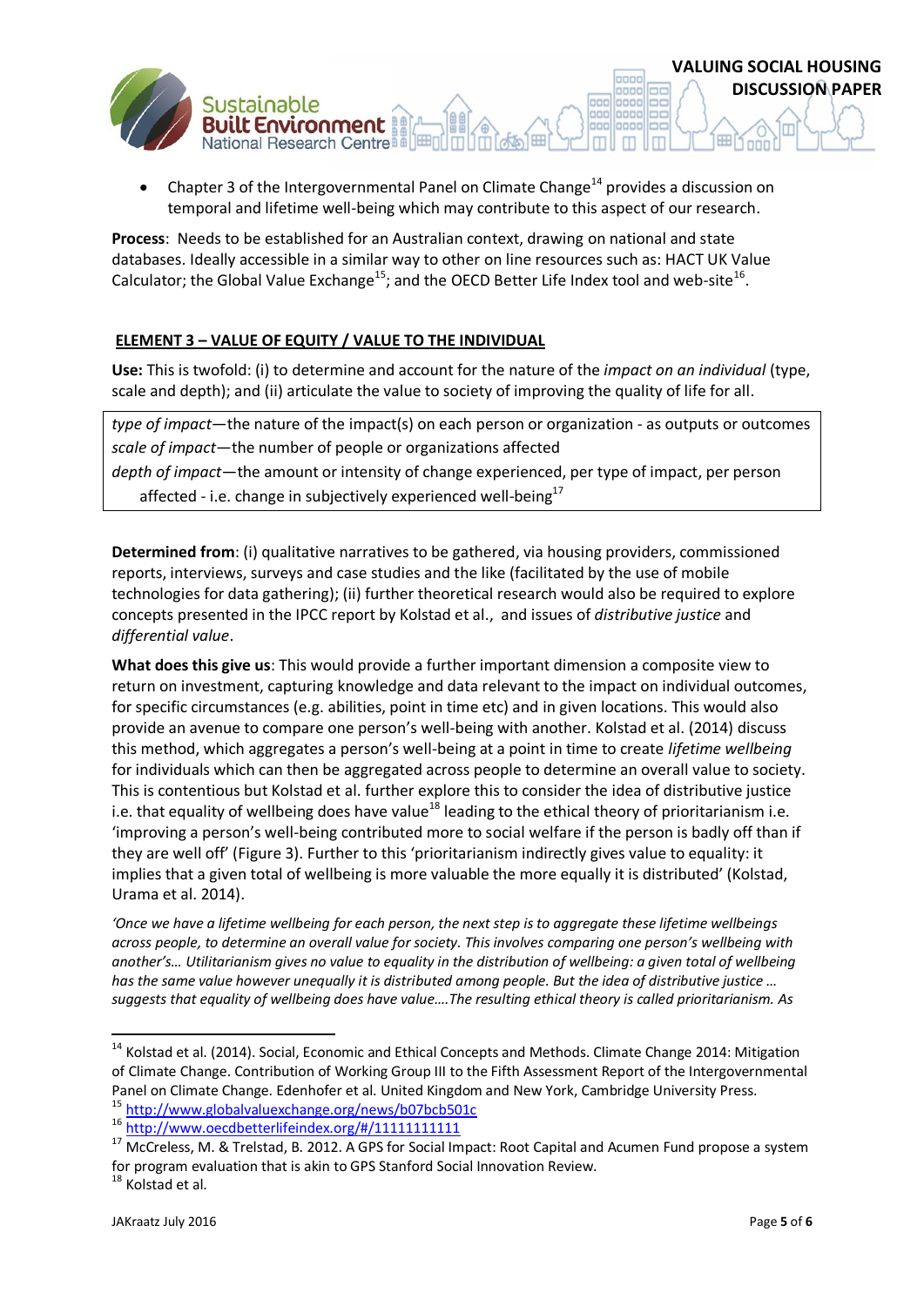- Chapter 3 of the Intergovernmental Panel on Climate Change[14] provides a discussion on temporal and lifetime well-being which may contribute to this aspect of our research.

**Process**: Needs to be established for an Australian context, drawing on national and state databases. Ideally accessible in a similar way to other on line resources such as: HACT UK Value Calculator; the Global Value Exchange[15]; and the OECD Better Life Index tool and web-site[16].

## ELEMENT 3 – VALUE OF EQUITY / VALUE TO THE INDIVIDUAL

**Use:** This is twofold: (i) to determine and account for the nature of the *impact on an individual* (type, scale and depth); and (ii) articulate the value to society of improving the quality of life for all.

> *type of impact*—the nature of the impact(s) on each person or organization - as outputs or outcomes
> *scale of impact*—the number of people or organizations affected
> *depth of impact*—the amount or intensity of change experienced, per type of impact, per person affected - i.e. change in subjectively experienced well-being[17]

**Determined from**: (i) qualitative narratives to be gathered, via housing providers, commissioned reports, interviews, surveys and case studies and the like (facilitated by the use of mobile technologies for data gathering); (ii) further theoretical research would also be required to explore concepts presented in the IPCC report by Kolstad et al., and issues of *distributive justice* and *differential value*.

**What does this give us**: This would provide a further important dimension a composite view to return on investment, capturing knowledge and data relevant to the impact on individual outcomes, for specific circumstances (e.g. abilities, point in time etc) and in given locations. This would also provide an avenue to compare one person's well-being with another. Kolstad et al. (2014) discuss this method, which aggregates a person's well-being at a point in time to create *lifetime wellbeing* for individuals which can then be aggregated across people to determine an overall value to society. This is contentious but Kolstad et al. further explore this to consider the idea of distributive justice i.e. that equality of wellbeing does have value[18] leading to the ethical theory of prioritarianism i.e. 'improving a person's well-being contributed more to social welfare if the person is badly off than if they are well off' (Figure 3). Further to this 'prioritarianism indirectly gives value to equality: it implies that a given total of wellbeing is more valuable the more equally it is distributed' (Kolstad, Urama et al. 2014).

*'Once we have a lifetime wellbeing for each person, the next step is to aggregate these lifetime wellbeings across people, to determine an overall value for society. This involves comparing one person's wellbeing with another's… Utilitarianism gives no value to equality in the distribution of wellbeing: a given total of wellbeing has the same value however unequally it is distributed among people. But the idea of distributive justice … suggests that equality of wellbeing does have value….The resulting ethical theory is called prioritarianism. As*

---

[14] Kolstad et al. (2014). Social, Economic and Ethical Concepts and Methods. Climate Change 2014: Mitigation of Climate Change. Contribution of Working Group III to the Fifth Assessment Report of the Intergovernmental Panel on Climate Change. Edenhofer et al. United Kingdom and New York, Cambridge University Press.

[15] http://www.globalvaluexchange.org/news/b07bcb501c

[16] http://www.oecdbetterlifeindex.org/#/11111111111

[17] McCreless, M. & Trelstad, B. 2012. A GPS for Social Impact: Root Capital and Acumen Fund propose a system for program evaluation that is akin to GPS Stanford Social Innovation Review.

[18] Kolstad et al.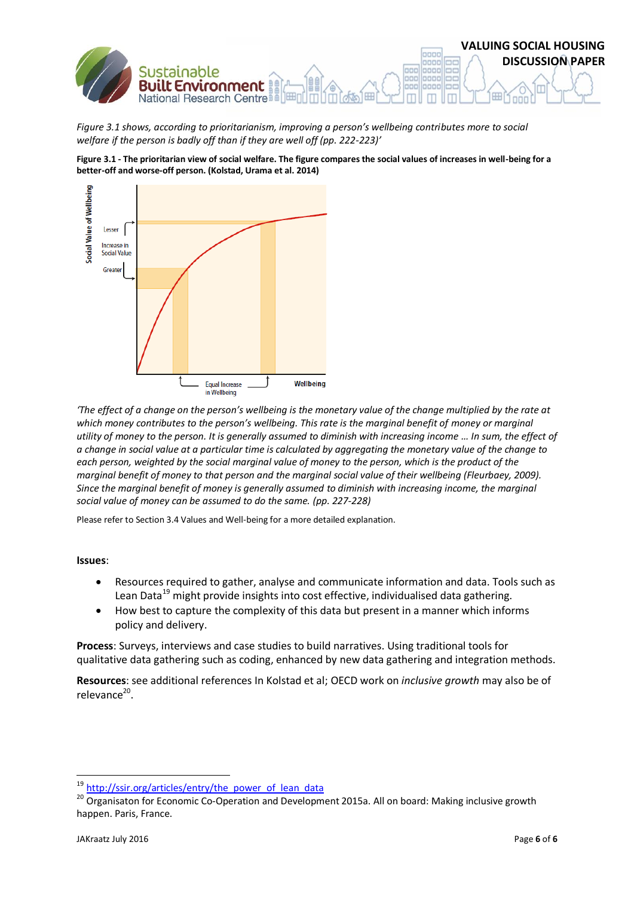*Figure 3.1 shows, according to prioritarianism, improving a person's wellbeing contributes more to social welfare if the person is badly off than if they are well off (pp. 222-223)'*

**Figure 3.1 - The prioritarian view of social welfare. The figure compares the social values of increases in well-being for a better-off and worse-off person. (Kolstad, Urama et al. 2014)**

Social Value of Wellbeing

Lesser

Increase in Social Value

Greater

Equal Increase in Wellbeing

Wellbeing

*'The effect of a change on the person's wellbeing is the monetary value of the change multiplied by the rate at which money contributes to the person's wellbeing. This rate is the marginal benefit of money or marginal utility of money to the person. It is generally assumed to diminish with increasing income … In sum, the effect of a change in social value at a particular time is calculated by aggregating the monetary value of the change to each person, weighted by the social marginal value of money to the person, which is the product of the marginal benefit of money to that person and the marginal social value of their wellbeing (Fleurbaey, 2009). Since the marginal benefit of money is generally assumed to diminish with increasing income, the marginal social value of money can be assumed to do the same. (pp. 227-228)*

Please refer to Section 3.4 Values and Well-being for a more detailed explanation.

**Issues**:

- Resources required to gather, analyse and communicate information and data. Tools such as Lean Data[19] might provide insights into cost effective, individualised data gathering.
- How best to capture the complexity of this data but present in a manner which informs policy and delivery.

**Process**: Surveys, interviews and case studies to build narratives. Using traditional tools for qualitative data gathering such as coding, enhanced by new data gathering and integration methods.

**Resources**: see additional references In Kolstad et al; OECD work on *inclusive growth* may also be of relevance[20].

[19] http://ssir.org/articles/entry/the_power_of_lean_data

[20] Organisaton for Economic Co-Operation and Development 2015a. All on board: Making inclusive growth happen. Paris, France.

JAKraatz July 2016